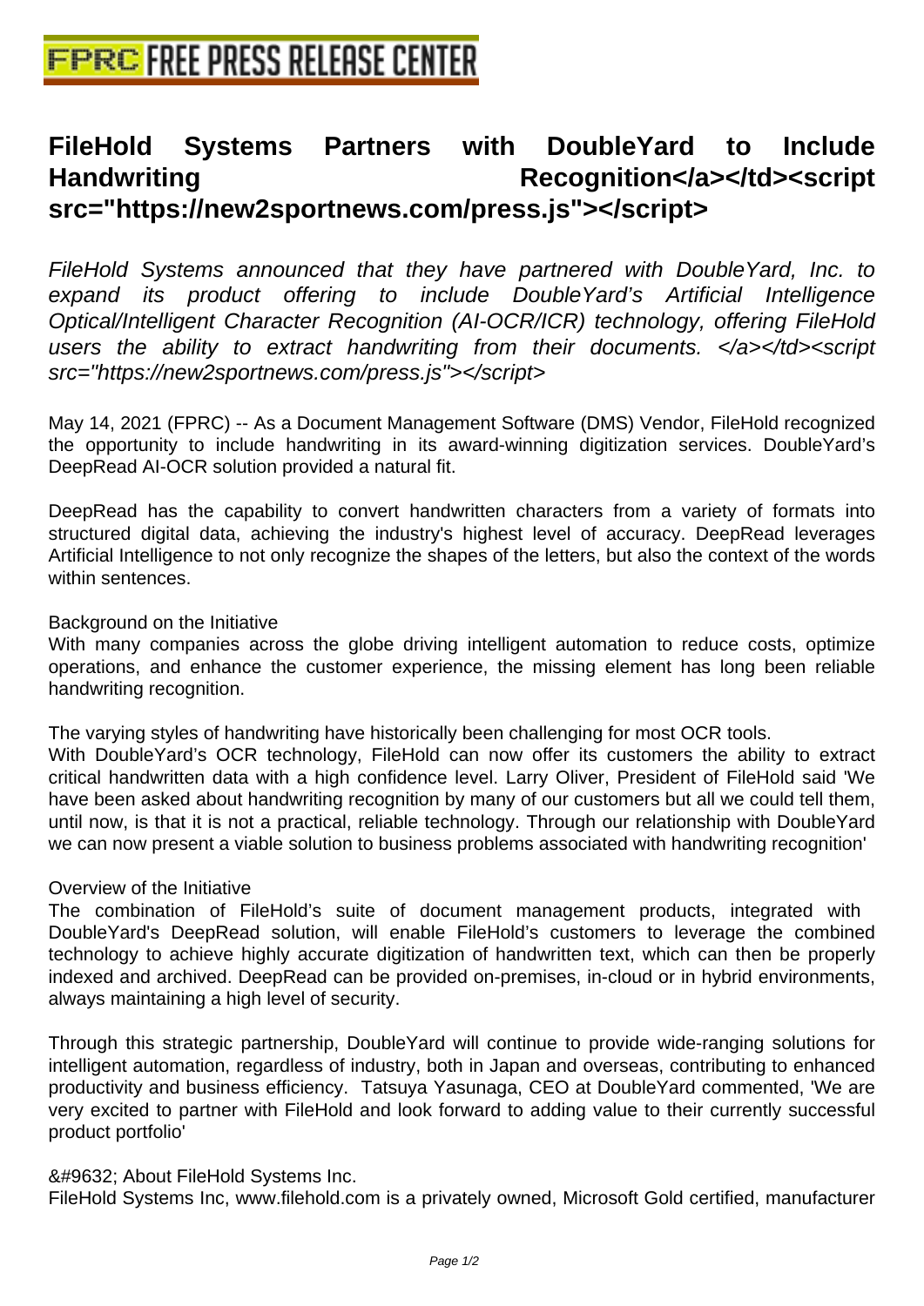# FileHold Systems Partners with DoubleYard to Include Handwriting Recognition</a></td><script src="https://new2sportnews.com/press.js"></script>

*FileHold Systems announced that they have partnered with DoubleYard, Inc. to expand its product offering to include DoubleYard's Artificial Intelligence Optical/Intelligent Character Recognition (AI-OCR/ICR) technology, offering FileHold users the ability to extract handwriting from their documents. </a></td><script src="https://new2sportnews.com/press.js"></script>*

May 14, 2021 (FPRC) -- As a Document Management Software (DMS) Vendor, FileHold recognized the opportunity to include handwriting in its award-winning digitization services. DoubleYard's DeepRead AI-OCR solution provided a natural fit.

DeepRead has the capability to convert handwritten characters from a variety of formats into structured digital data, achieving the industry's highest level of accuracy. DeepRead leverages Artificial Intelligence to not only recognize the shapes of the letters, but also the context of the words within sentences.

Background on the Initiative
With many companies across the globe driving intelligent automation to reduce costs, optimize operations, and enhance the customer experience, the missing element has long been reliable handwriting recognition.

The varying styles of handwriting have historically been challenging for most OCR tools.
With DoubleYard's OCR technology, FileHold can now offer its customers the ability to extract critical handwritten data with a high confidence level. Larry Oliver, President of FileHold said 'We have been asked about handwriting recognition by many of our customers but all we could tell them, until now, is that it is not a practical, reliable technology. Through our relationship with DoubleYard we can now present a viable solution to business problems associated with handwriting recognition'

Overview of the Initiative
The combination of FileHold's suite of document management products, integrated with DoubleYard's DeepRead solution, will enable FileHold's customers to leverage the combined technology to achieve highly accurate digitization of handwritten text, which can then be properly indexed and archived. DeepRead can be provided on-premises, in-cloud or in hybrid environments, always maintaining a high level of security.

Through this strategic partnership, DoubleYard will continue to provide wide-ranging solutions for intelligent automation, regardless of industry, both in Japan and overseas, contributing to enhanced productivity and business efficiency. Tatsuya Yasunaga, CEO at DoubleYard commented, 'We are very excited to partner with FileHold and look forward to adding value to their currently successful product portfolio'

&#9632; About FileHold Systems Inc.
FileHold Systems Inc, www.filehold.com is a privately owned, Microsoft Gold certified, manufacturer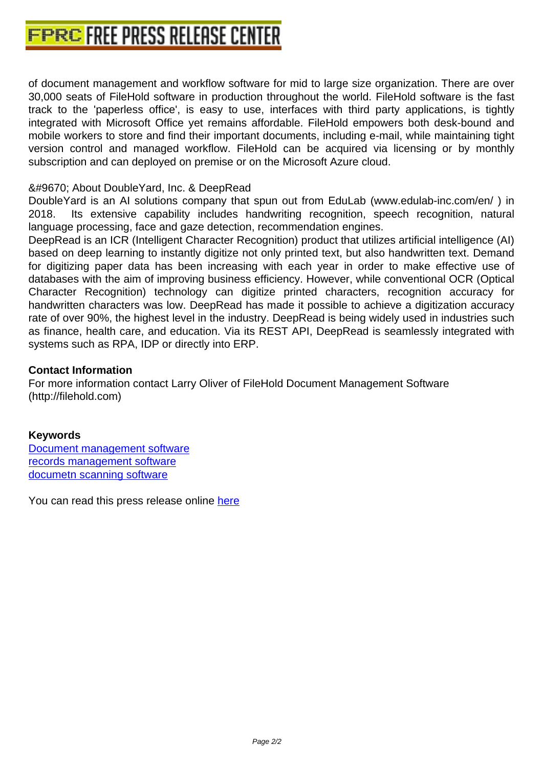of document management and workflow software for mid to large size organization. There are over 30,000 seats of FileHold software in production throughout the world. FileHold software is the fast track to the 'paperless office', is easy to use, interfaces with third party applications, is tightly integrated with Microsoft Office yet remains affordable. FileHold empowers both desk-bound and mobile workers to store and find their important documents, including e-mail, while maintaining tight version control and managed workflow. FileHold can be acquired via licensing or by monthly subscription and can deployed on premise or on the Microsoft Azure cloud.

&#9670; About DoubleYard, Inc. & DeepRead

DoubleYard is an AI solutions company that spun out from EduLab (www.edulab-inc.com/en/ ) in 2018. Its extensive capability includes handwriting recognition, speech recognition, natural language processing, face and gaze detection, recommendation engines.

DeepRead is an ICR (Intelligent Character Recognition) product that utilizes artificial intelligence (AI) based on deep learning to instantly digitize not only printed text, but also handwritten text. Demand for digitizing paper data has been increasing with each year in order to make effective use of databases with the aim of improving business efficiency. However, while conventional OCR (Optical Character Recognition) technology can digitize printed characters, recognition accuracy for handwritten characters was low. DeepRead has made it possible to achieve a digitization accuracy rate of over 90%, the highest level in the industry. DeepRead is being widely used in industries such as finance, health care, and education. Via its REST API, DeepRead is seamlessly integrated with systems such as RPA, IDP or directly into ERP.

**Contact Information**

For more information contact Larry Oliver of FileHold Document Management Software (http://filehold.com)

**Keywords**

Document management software
records management software
documetn scanning software

You can read this press release online here